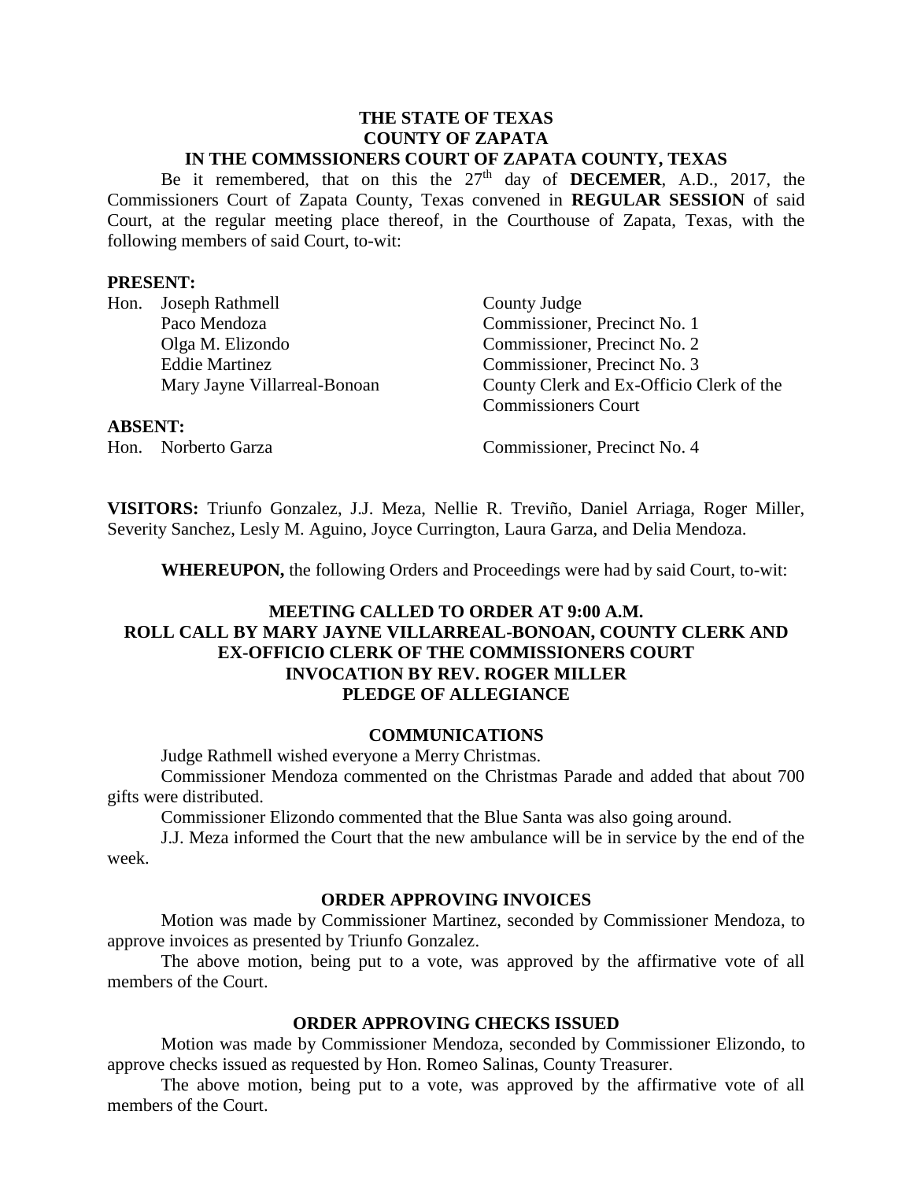**THE STATE OF TEXAS**
**COUNTY OF ZAPATA**
**IN THE COMMSSIONERS COURT OF ZAPATA COUNTY, TEXAS**

Be it remembered, that on this the 27th day of **DECEMER**, A.D., 2017, the Commissioners Court of Zapata County, Texas convened in **REGULAR SESSION** of said Court, at the regular meeting place thereof, in the Courthouse of Zapata, Texas, with the following members of said Court, to-wit:

**PRESENT:**

| | | |
|---|---|---|
| Hon. | Joseph Rathmell | County Judge |
| | Paco Mendoza | Commissioner, Precinct No. 1 |
| | Olga M. Elizondo | Commissioner, Precinct No. 2 |
| | Eddie Martinez | Commissioner, Precinct No. 3 |
| | Mary Jayne Villarreal-Bonoan | County Clerk and Ex-Officio Clerk of the Commissioners Court |

**ABSENT:**

| | | |
|---|---|---|
| Hon. | Norberto Garza | Commissioner, Precinct No. 4 |

**VISITORS:** Triunfo Gonzalez, J.J. Meza, Nellie R. Treviño, Daniel Arriaga, Roger Miller, Severity Sanchez, Lesly M. Aguino, Joyce Currington, Laura Garza, and Delia Mendoza.

**WHEREUPON,** the following Orders and Proceedings were had by said Court, to-wit:

**MEETING CALLED TO ORDER AT 9:00 A.M.**
**ROLL CALL BY MARY JAYNE VILLARREAL-BONOAN, COUNTY CLERK AND EX-OFFICIO CLERK OF THE COMMISSIONERS COURT**
**INVOCATION BY REV. ROGER MILLER**
**PLEDGE OF ALLEGIANCE**

**COMMUNICATIONS**

Judge Rathmell wished everyone a Merry Christmas.

Commissioner Mendoza commented on the Christmas Parade and added that about 700 gifts were distributed.

Commissioner Elizondo commented that the Blue Santa was also going around.

J.J. Meza informed the Court that the new ambulance will be in service by the end of the week.

**ORDER APPROVING INVOICES**

Motion was made by Commissioner Martinez, seconded by Commissioner Mendoza, to approve invoices as presented by Triunfo Gonzalez.

The above motion, being put to a vote, was approved by the affirmative vote of all members of the Court.

**ORDER APPROVING CHECKS ISSUED**

Motion was made by Commissioner Mendoza, seconded by Commissioner Elizondo, to approve checks issued as requested by Hon. Romeo Salinas, County Treasurer.

The above motion, being put to a vote, was approved by the affirmative vote of all members of the Court.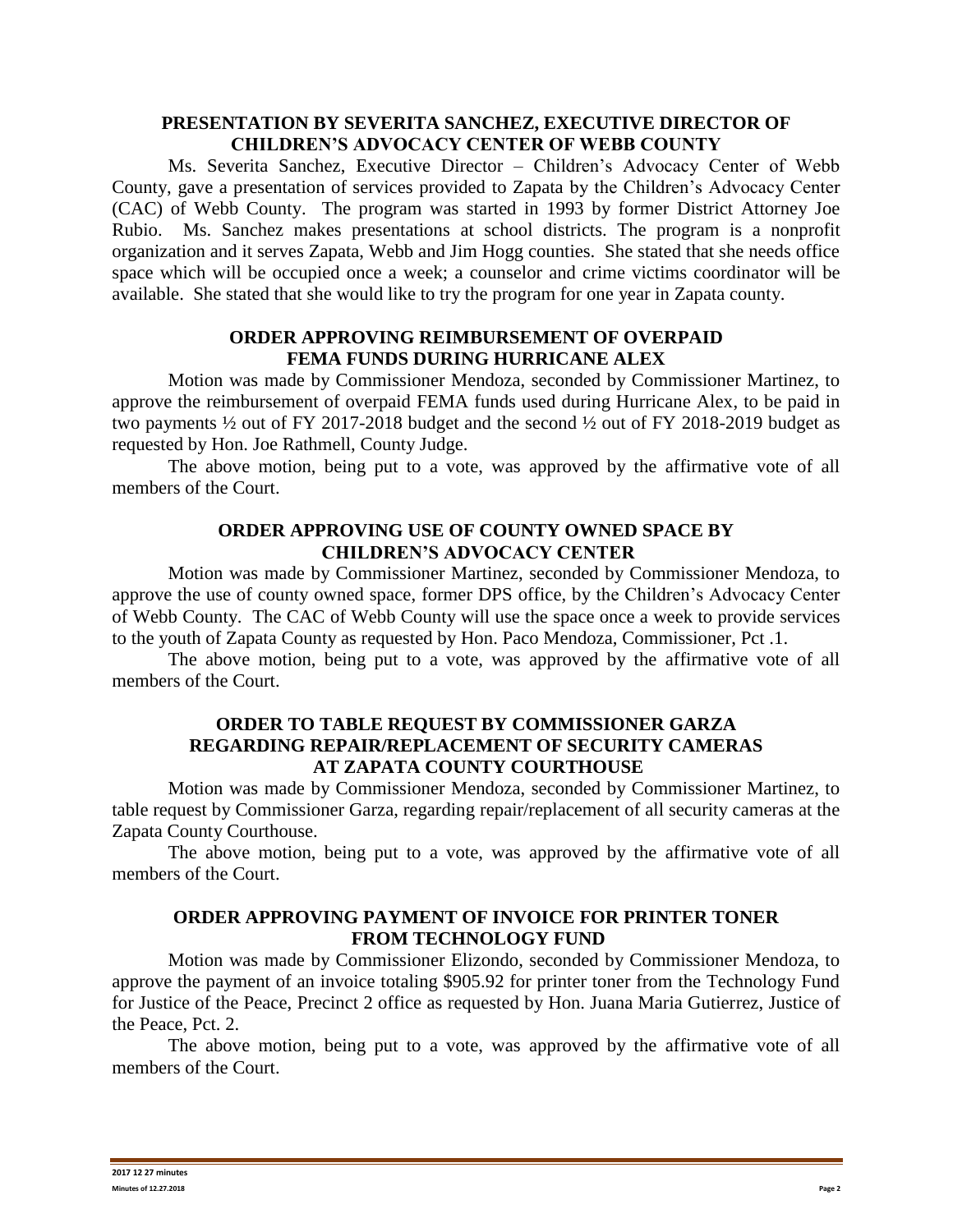## PRESENTATION BY SEVERITA SANCHEZ, EXECUTIVE DIRECTOR OF CHILDREN'S ADVOCACY CENTER OF WEBB COUNTY

Ms. Severita Sanchez, Executive Director – Children's Advocacy Center of Webb County, gave a presentation of services provided to Zapata by the Children's Advocacy Center (CAC) of Webb County. The program was started in 1993 by former District Attorney Joe Rubio. Ms. Sanchez makes presentations at school districts. The program is a nonprofit organization and it serves Zapata, Webb and Jim Hogg counties. She stated that she needs office space which will be occupied once a week; a counselor and crime victims coordinator will be available. She stated that she would like to try the program for one year in Zapata county.

## ORDER APPROVING REIMBURSEMENT OF OVERPAID FEMA FUNDS DURING HURRICANE ALEX

Motion was made by Commissioner Mendoza, seconded by Commissioner Martinez, to approve the reimbursement of overpaid FEMA funds used during Hurricane Alex, to be paid in two payments ½ out of FY 2017-2018 budget and the second ½ out of FY 2018-2019 budget as requested by Hon. Joe Rathmell, County Judge.

The above motion, being put to a vote, was approved by the affirmative vote of all members of the Court.

## ORDER APPROVING USE OF COUNTY OWNED SPACE BY CHILDREN'S ADVOCACY CENTER

Motion was made by Commissioner Martinez, seconded by Commissioner Mendoza, to approve the use of county owned space, former DPS office, by the Children's Advocacy Center of Webb County. The CAC of Webb County will use the space once a week to provide services to the youth of Zapata County as requested by Hon. Paco Mendoza, Commissioner, Pct .1.

The above motion, being put to a vote, was approved by the affirmative vote of all members of the Court.

## ORDER TO TABLE REQUEST BY COMMISSIONER GARZA REGARDING REPAIR/REPLACEMENT OF SECURITY CAMERAS AT ZAPATA COUNTY COURTHOUSE

Motion was made by Commissioner Mendoza, seconded by Commissioner Martinez, to table request by Commissioner Garza, regarding repair/replacement of all security cameras at the Zapata County Courthouse.

The above motion, being put to a vote, was approved by the affirmative vote of all members of the Court.

## ORDER APPROVING PAYMENT OF INVOICE FOR PRINTER TONER FROM TECHNOLOGY FUND

Motion was made by Commissioner Elizondo, seconded by Commissioner Mendoza, to approve the payment of an invoice totaling $905.92 for printer toner from the Technology Fund for Justice of the Peace, Precinct 2 office as requested by Hon. Juana Maria Gutierrez, Justice of the Peace, Pct. 2.

The above motion, being put to a vote, was approved by the affirmative vote of all members of the Court.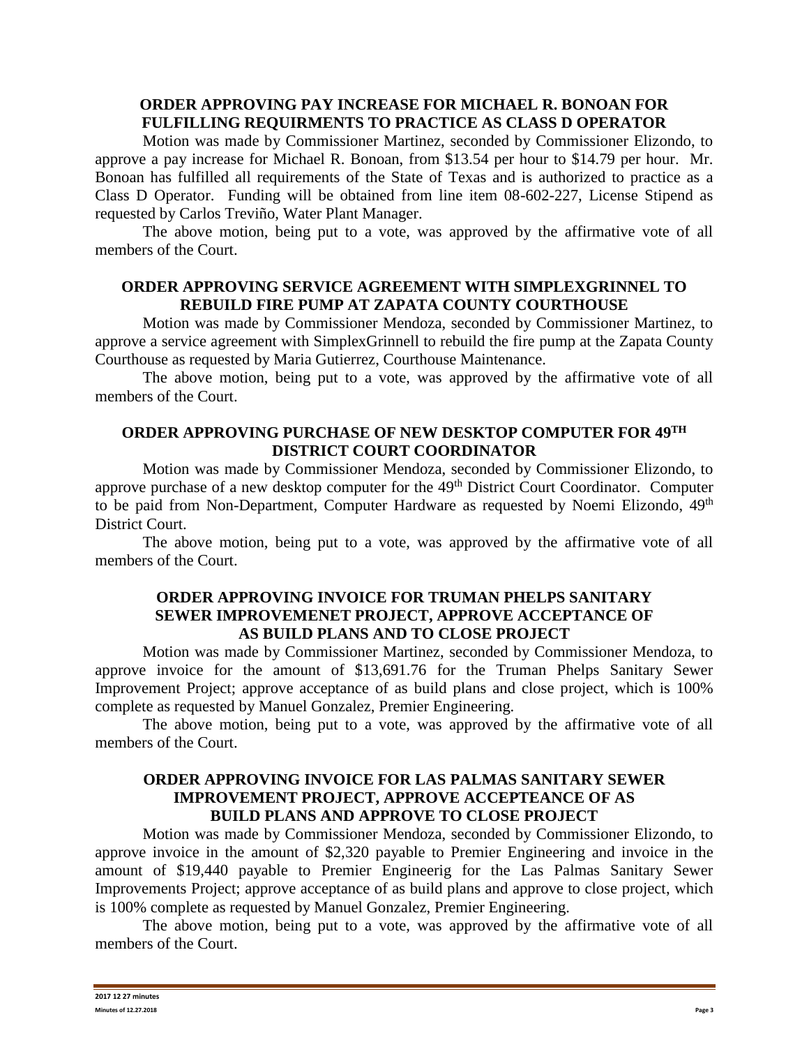**ORDER APPROVING PAY INCREASE FOR MICHAEL R. BONOAN FOR FULFILLING REQUIRMENTS TO PRACTICE AS CLASS D OPERATOR**

Motion was made by Commissioner Martinez, seconded by Commissioner Elizondo, to approve a pay increase for Michael R. Bonoan, from $13.54 per hour to $14.79 per hour. Mr. Bonoan has fulfilled all requirements of the State of Texas and is authorized to practice as a Class D Operator. Funding will be obtained from line item 08-602-227, License Stipend as requested by Carlos Treviño, Water Plant Manager.

The above motion, being put to a vote, was approved by the affirmative vote of all members of the Court.

**ORDER APPROVING SERVICE AGREEMENT WITH SIMPLEXGRINNEL TO REBUILD FIRE PUMP AT ZAPATA COUNTY COURTHOUSE**

Motion was made by Commissioner Mendoza, seconded by Commissioner Martinez, to approve a service agreement with SimplexGrinnell to rebuild the fire pump at the Zapata County Courthouse as requested by Maria Gutierrez, Courthouse Maintenance.

The above motion, being put to a vote, was approved by the affirmative vote of all members of the Court.

**ORDER APPROVING PURCHASE OF NEW DESKTOP COMPUTER FOR 49TH DISTRICT COURT COORDINATOR**

Motion was made by Commissioner Mendoza, seconded by Commissioner Elizondo, to approve purchase of a new desktop computer for the 49th District Court Coordinator. Computer to be paid from Non-Department, Computer Hardware as requested by Noemi Elizondo, 49th District Court.

The above motion, being put to a vote, was approved by the affirmative vote of all members of the Court.

**ORDER APPROVING INVOICE FOR TRUMAN PHELPS SANITARY SEWER IMPROVEMENET PROJECT, APPROVE ACCEPTANCE OF AS BUILD PLANS AND TO CLOSE PROJECT**

Motion was made by Commissioner Martinez, seconded by Commissioner Mendoza, to approve invoice for the amount of $13,691.76 for the Truman Phelps Sanitary Sewer Improvement Project; approve acceptance of as build plans and close project, which is 100% complete as requested by Manuel Gonzalez, Premier Engineering.

The above motion, being put to a vote, was approved by the affirmative vote of all members of the Court.

**ORDER APPROVING INVOICE FOR LAS PALMAS SANITARY SEWER IMPROVEMENT PROJECT, APPROVE ACCEPTEANCE OF AS BUILD PLANS AND APPROVE TO CLOSE PROJECT**

Motion was made by Commissioner Mendoza, seconded by Commissioner Elizondo, to approve invoice in the amount of $2,320 payable to Premier Engineering and invoice in the amount of $19,440 payable to Premier Engineerig for the Las Palmas Sanitary Sewer Improvements Project; approve acceptance of as build plans and approve to close project, which is 100% complete as requested by Manuel Gonzalez, Premier Engineering.

The above motion, being put to a vote, was approved by the affirmative vote of all members of the Court.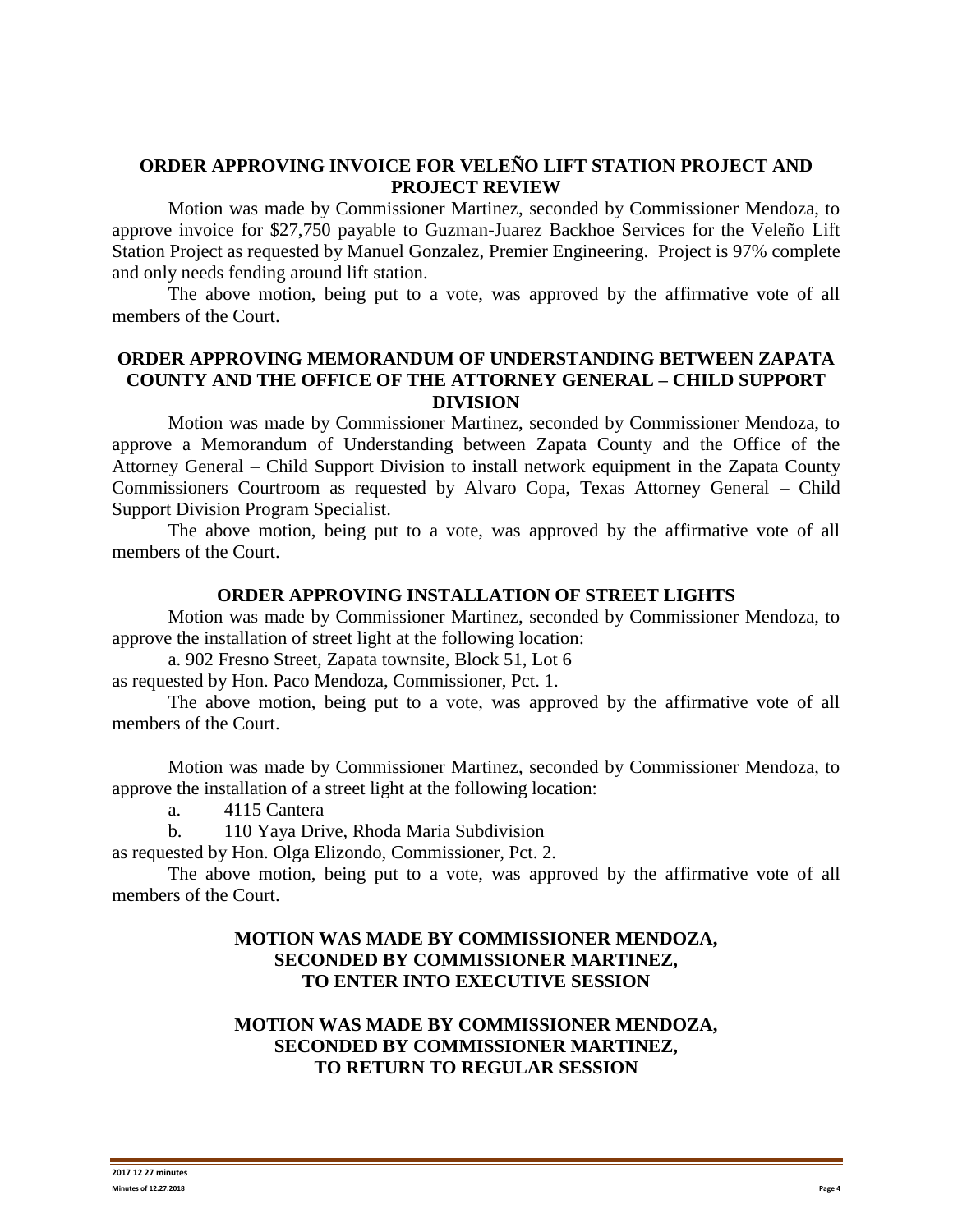**ORDER APPROVING INVOICE FOR VELEÑO LIFT STATION PROJECT AND PROJECT REVIEW**

Motion was made by Commissioner Martinez, seconded by Commissioner Mendoza, to approve invoice for $27,750 payable to Guzman-Juarez Backhoe Services for the Veleño Lift Station Project as requested by Manuel Gonzalez, Premier Engineering. Project is 97% complete and only needs fending around lift station.

The above motion, being put to a vote, was approved by the affirmative vote of all members of the Court.

**ORDER APPROVING MEMORANDUM OF UNDERSTANDING BETWEEN ZAPATA COUNTY AND THE OFFICE OF THE ATTORNEY GENERAL – CHILD SUPPORT DIVISION**

Motion was made by Commissioner Martinez, seconded by Commissioner Mendoza, to approve a Memorandum of Understanding between Zapata County and the Office of the Attorney General – Child Support Division to install network equipment in the Zapata County Commissioners Courtroom as requested by Alvaro Copa, Texas Attorney General – Child Support Division Program Specialist.

The above motion, being put to a vote, was approved by the affirmative vote of all members of the Court.

**ORDER APPROVING INSTALLATION OF STREET LIGHTS**

Motion was made by Commissioner Martinez, seconded by Commissioner Mendoza, to approve the installation of street light at the following location:

a. 902 Fresno Street, Zapata townsite, Block 51, Lot 6

as requested by Hon. Paco Mendoza, Commissioner, Pct. 1.

The above motion, being put to a vote, was approved by the affirmative vote of all members of the Court.

Motion was made by Commissioner Martinez, seconded by Commissioner Mendoza, to approve the installation of a street light at the following location:

a. 4115 Cantera

b. 110 Yaya Drive, Rhoda Maria Subdivision

as requested by Hon. Olga Elizondo, Commissioner, Pct. 2.

The above motion, being put to a vote, was approved by the affirmative vote of all members of the Court.

**MOTION WAS MADE BY COMMISSIONER MENDOZA, SECONDED BY COMMISSIONER MARTINEZ, TO ENTER INTO EXECUTIVE SESSION**

**MOTION WAS MADE BY COMMISSIONER MENDOZA, SECONDED BY COMMISSIONER MARTINEZ, TO RETURN TO REGULAR SESSION**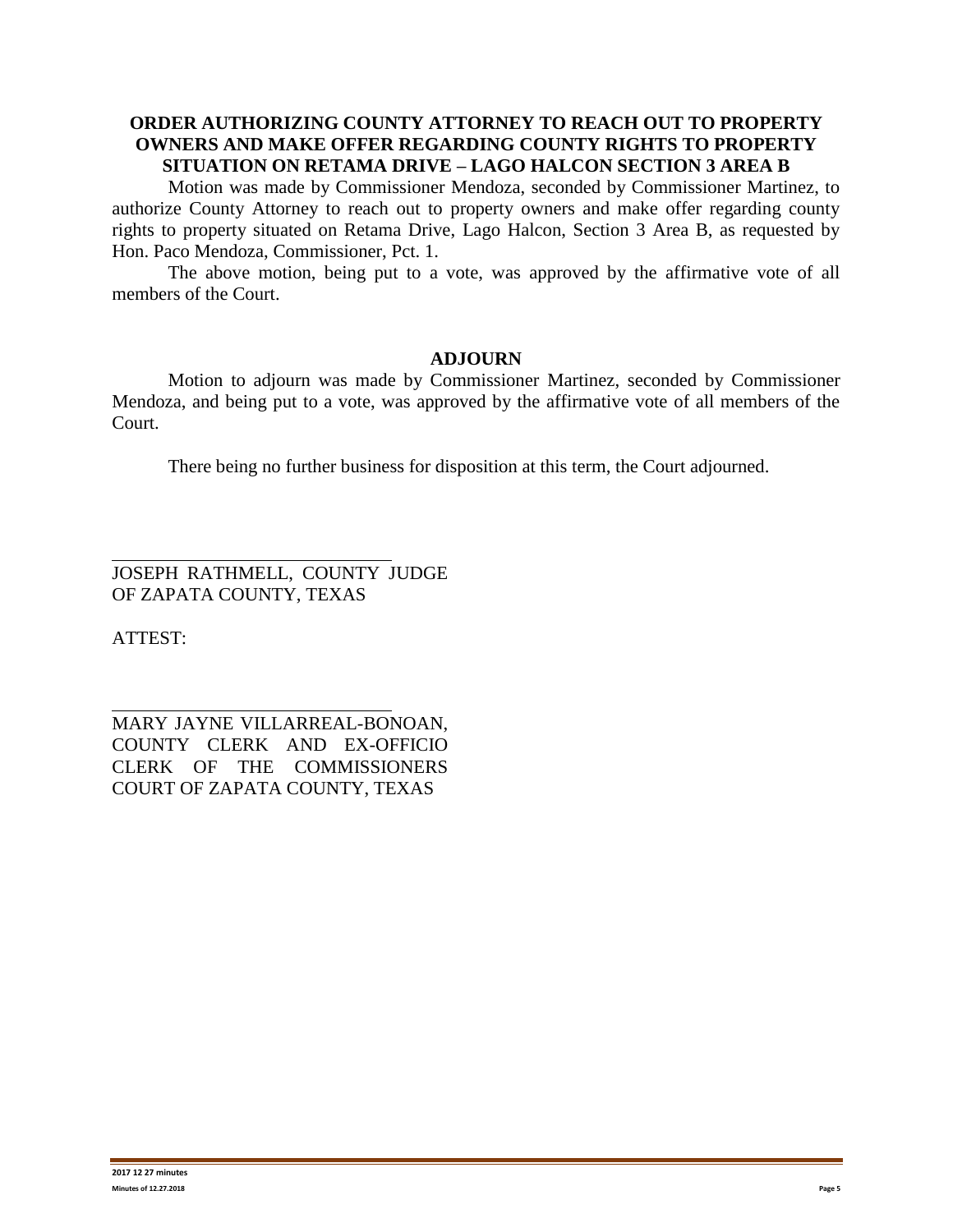**ORDER AUTHORIZING COUNTY ATTORNEY TO REACH OUT TO PROPERTY OWNERS AND MAKE OFFER REGARDING COUNTY RIGHTS TO PROPERTY SITUATION ON RETAMA DRIVE – LAGO HALCON SECTION 3 AREA B**

Motion was made by Commissioner Mendoza, seconded by Commissioner Martinez, to authorize County Attorney to reach out to property owners and make offer regarding county rights to property situated on Retama Drive, Lago Halcon, Section 3 Area B, as requested by Hon. Paco Mendoza, Commissioner, Pct. 1.

The above motion, being put to a vote, was approved by the affirmative vote of all members of the Court.

**ADJOURN**

Motion to adjourn was made by Commissioner Martinez, seconded by Commissioner Mendoza, and being put to a vote, was approved by the affirmative vote of all members of the Court.

There being no further business for disposition at this term, the Court adjourned.

JOSEPH RATHMELL, COUNTY JUDGE
OF ZAPATA COUNTY, TEXAS

ATTEST:

MARY JAYNE VILLARREAL-BONOAN,
COUNTY CLERK AND EX-OFFICIO
CLERK OF THE COMMISSIONERS
COURT OF ZAPATA COUNTY, TEXAS